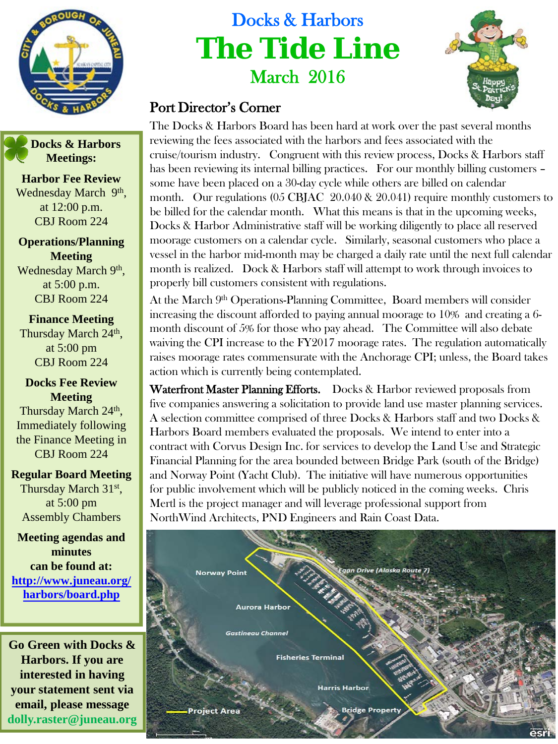# Docks & Harbors

# The Tide Line

## March 2016

## Port Director's Corner

The Docks & Harbors Board has been hard at work over the past several months reviewing the fees associated with the harbors and fees associated with the cruise/tourism industry. Congruent with this review process, Docks & Harbors staff has been reviewing its internal billing practices. For our monthly billing customers – some have been placed on a 30-day cycle while others are billed on calendar month. Our regulations (05 CBJAC 20.040 & 20.041) require monthly customers to be billed for the calendar month. What this means is that in the upcoming weeks, Docks & Harbor Administrative staff will be working diligently to place all reserved moorage customers on a calendar cycle. Similarly, seasonal customers who place a vessel in the harbor mid-month may be charged a daily rate until the next full calendar month is realized. Dock & Harbors staff will attempt to work through invoices to properly bill customers consistent with regulations.

At the March 9th Operations-Planning Committee, Board members will consider increasing the discount afforded to paying annual moorage to 10% and creating a 6-month discount of 5% for those who pay ahead. The Committee will also debate waiving the CPI increase to the FY2017 moorage rates. The regulation automatically raises moorage rates commensurate with the Anchorage CPI; unless, the Board takes action which is currently being contemplated.

**Waterfront Master Planning Efforts.** Docks & Harbor reviewed proposals from five companies answering a solicitation to provide land use master planning services. A selection committee comprised of three Docks & Harbors staff and two Docks & Harbors Board members evaluated the proposals. We intend to enter into a contract with Corvus Design Inc. for services to develop the Land Use and Strategic Financial Planning for the area bounded between Bridge Park (south of the Bridge) and Norway Point (Yacht Club). The initiative will have numerous opportunities for public involvement which will be publicly noticed in the coming weeks. Chris Mertl is the project manager and will leverage professional support from NorthWind Architects, PND Engineers and Rain Coast Data.

Norway Point, Egan Drive (Alaska Route 7), Aurora Harbor, Gastineau Channel, Fisheries Terminal, Harris Harbor, Bridge Property, Project Area

---

**Docks & Harbors Meetings:**

**Harbor Fee Review**
Wednesday March 9th, at 12:00 p.m.
CBJ Room 224

**Operations/Planning Meeting**
Wednesday March 9th, at 5:00 p.m.
CBJ Room 224

**Finance Meeting**
Thursday March 24th, at 5:00 pm
CBJ Room 224

**Docks Fee Review Meeting**
Thursday March 24th, Immediately following the Finance Meeting in CBJ Room 224

**Regular Board Meeting**
Thursday March 31st, at 5:00 pm
Assembly Chambers

**Meeting agendas and minutes can be found at:**
**http://www.juneau.org/harbors/board.php**

---

**Go Green with Docks & Harbors. If you are interested in having your statement sent via email, please message dolly.raster@juneau.org**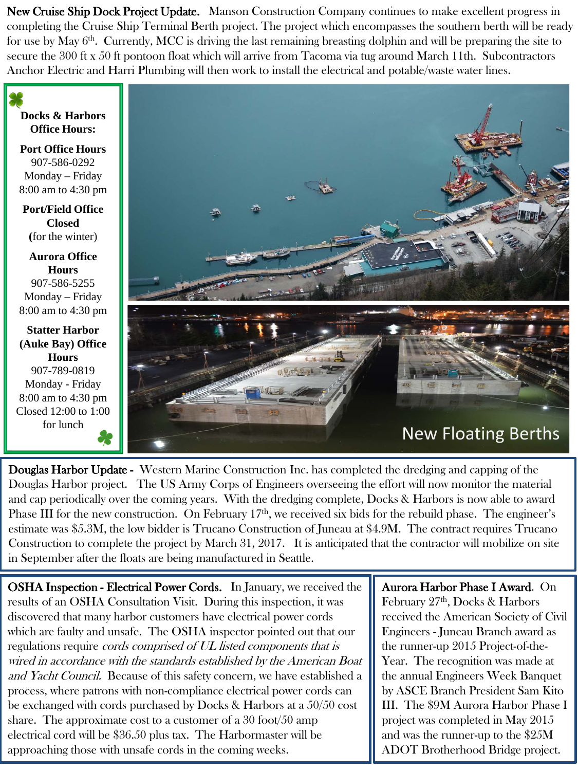**New Cruise Ship Dock Project Update.** Manson Construction Company continues to make excellent progress in completing the Cruise Ship Terminal Berth project. The project which encompasses the southern berth will be ready for use by May 6th. Currently, MCC is driving the last remaining breasting dolphin and will be preparing the site to secure the 300 ft x 50 ft pontoon float which will arrive from Tacoma via tug around March 11th. Subcontractors Anchor Electric and Harri Plumbing will then work to install the electrical and potable/waste water lines.

**Docks & Harbors Office Hours:**

**Port Office Hours**
907-586-0292
Monday – Friday
8:00 am to 4:30 pm

**Port/Field Office Closed**
**(**for the winter)

**Aurora Office Hours**
907-586-5255
Monday – Friday
8:00 am to 4:30 pm

**Statter Harbor (Auke Bay) Office Hours**
907-789-0819
Monday - Friday
8:00 am to 4:30 pm
Closed 12:00 to 1:00 for lunch

New Floating Berths

**Douglas Harbor Update -** Western Marine Construction Inc. has completed the dredging and capping of the Douglas Harbor project. The US Army Corps of Engineers overseeing the effort will now monitor the material and cap periodically over the coming years. With the dredging complete, Docks & Harbors is now able to award Phase III for the new construction. On February 17th, we received six bids for the rebuild phase. The engineer's estimate was $5.3M, the low bidder is Trucano Construction of Juneau at $4.9M. The contract requires Trucano Construction to complete the project by March 31, 2017. It is anticipated that the contractor will mobilize on site in September after the floats are being manufactured in Seattle.

**OSHA Inspection - Electrical Power Cords.** In January, we received the results of an OSHA Consultation Visit. During this inspection, it was discovered that many harbor customers have electrical power cords which are faulty and unsafe. The OSHA inspector pointed out that our regulations require *cords comprised of UL listed components that is wired in accordance with the standards established by the American Boat and Yacht Council.* Because of this safety concern, we have established a process, where patrons with non-compliance electrical power cords can be exchanged with cords purchased by Docks & Harbors at a 50/50 cost share. The approximate cost to a customer of a 30 foot/50 amp electrical cord will be $36.50 plus tax. The Harbormaster will be approaching those with unsafe cords in the coming weeks.

**Aurora Harbor Phase I Award.** On February 27th, Docks & Harbors received the American Society of Civil Engineers - Juneau Branch award as the runner-up 2015 Project-of-the-Year. The recognition was made at the annual Engineers Week Banquet by ASCE Branch President Sam Kito III. The $9M Aurora Harbor Phase I project was completed in May 2015 and was the runner-up to the $25M ADOT Brotherhood Bridge project.